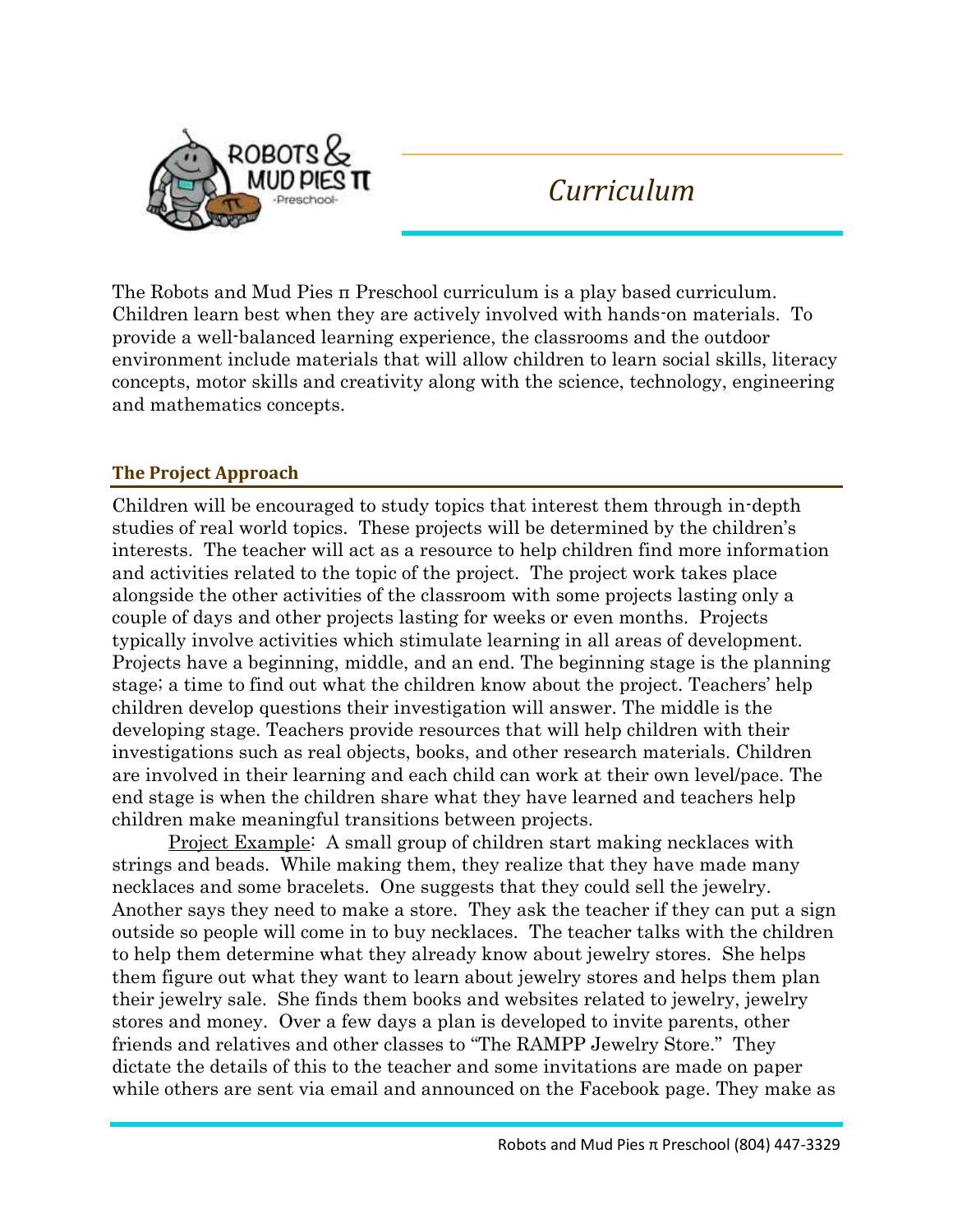# Curriculum

The Robots and Mud Pies π Preschool curriculum is a play based curriculum. Children learn best when they are actively involved with hands-on materials. To provide a well-balanced learning experience, the classrooms and the outdoor environment include materials that will allow children to learn social skills, literacy concepts, motor skills and creativity along with the science, technology, engineering and mathematics concepts.

## The Project Approach

Children will be encouraged to study topics that interest them through in-depth studies of real world topics. These projects will be determined by the children's interests. The teacher will act as a resource to help children find more information and activities related to the topic of the project. The project work takes place alongside the other activities of the classroom with some projects lasting only a couple of days and other projects lasting for weeks or even months. Projects typically involve activities which stimulate learning in all areas of development. Projects have a beginning, middle, and an end. The beginning stage is the planning stage; a time to find out what the children know about the project. Teachers' help children develop questions their investigation will answer. The middle is the developing stage. Teachers provide resources that will help children with their investigations such as real objects, books, and other research materials. Children are involved in their learning and each child can work at their own level/pace. The end stage is when the children share what they have learned and teachers help children make meaningful transitions between projects.

Project Example: A small group of children start making necklaces with strings and beads. While making them, they realize that they have made many necklaces and some bracelets. One suggests that they could sell the jewelry. Another says they need to make a store. They ask the teacher if they can put a sign outside so people will come in to buy necklaces. The teacher talks with the children to help them determine what they already know about jewelry stores. She helps them figure out what they want to learn about jewelry stores and helps them plan their jewelry sale. She finds them books and websites related to jewelry, jewelry stores and money. Over a few days a plan is developed to invite parents, other friends and relatives and other classes to "The RAMPP Jewelry Store." They dictate the details of this to the teacher and some invitations are made on paper while others are sent via email and announced on the Facebook page. They make as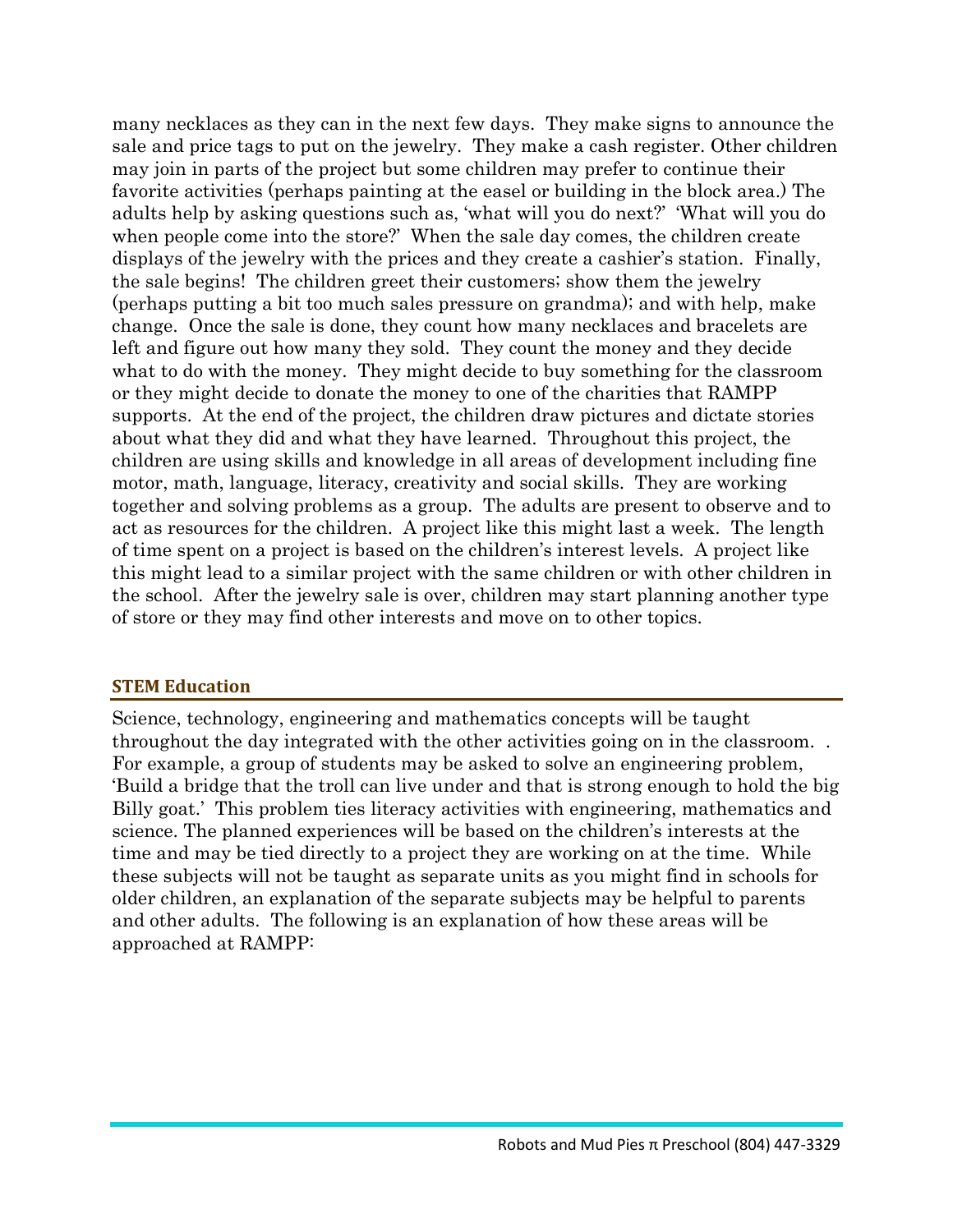many necklaces as they can in the next few days. They make signs to announce the sale and price tags to put on the jewelry. They make a cash register. Other children may join in parts of the project but some children may prefer to continue their favorite activities (perhaps painting at the easel or building in the block area.) The adults help by asking questions such as, 'what will you do next?' 'What will you do when people come into the store?' When the sale day comes, the children create displays of the jewelry with the prices and they create a cashier's station. Finally, the sale begins! The children greet their customers; show them the jewelry (perhaps putting a bit too much sales pressure on grandma); and with help, make change. Once the sale is done, they count how many necklaces and bracelets are left and figure out how many they sold. They count the money and they decide what to do with the money. They might decide to buy something for the classroom or they might decide to donate the money to one of the charities that RAMPP supports. At the end of the project, the children draw pictures and dictate stories about what they did and what they have learned. Throughout this project, the children are using skills and knowledge in all areas of development including fine motor, math, language, literacy, creativity and social skills. They are working together and solving problems as a group. The adults are present to observe and to act as resources for the children. A project like this might last a week. The length of time spent on a project is based on the children's interest levels. A project like this might lead to a similar project with the same children or with other children in the school. After the jewelry sale is over, children may start planning another type of store or they may find other interests and move on to other topics.

## STEM Education

Science, technology, engineering and mathematics concepts will be taught throughout the day integrated with the other activities going on in the classroom. . For example, a group of students may be asked to solve an engineering problem, 'Build a bridge that the troll can live under and that is strong enough to hold the big Billy goat.' This problem ties literacy activities with engineering, mathematics and science. The planned experiences will be based on the children's interests at the time and may be tied directly to a project they are working on at the time. While these subjects will not be taught as separate units as you might find in schools for older children, an explanation of the separate subjects may be helpful to parents and other adults. The following is an explanation of how these areas will be approached at RAMPP: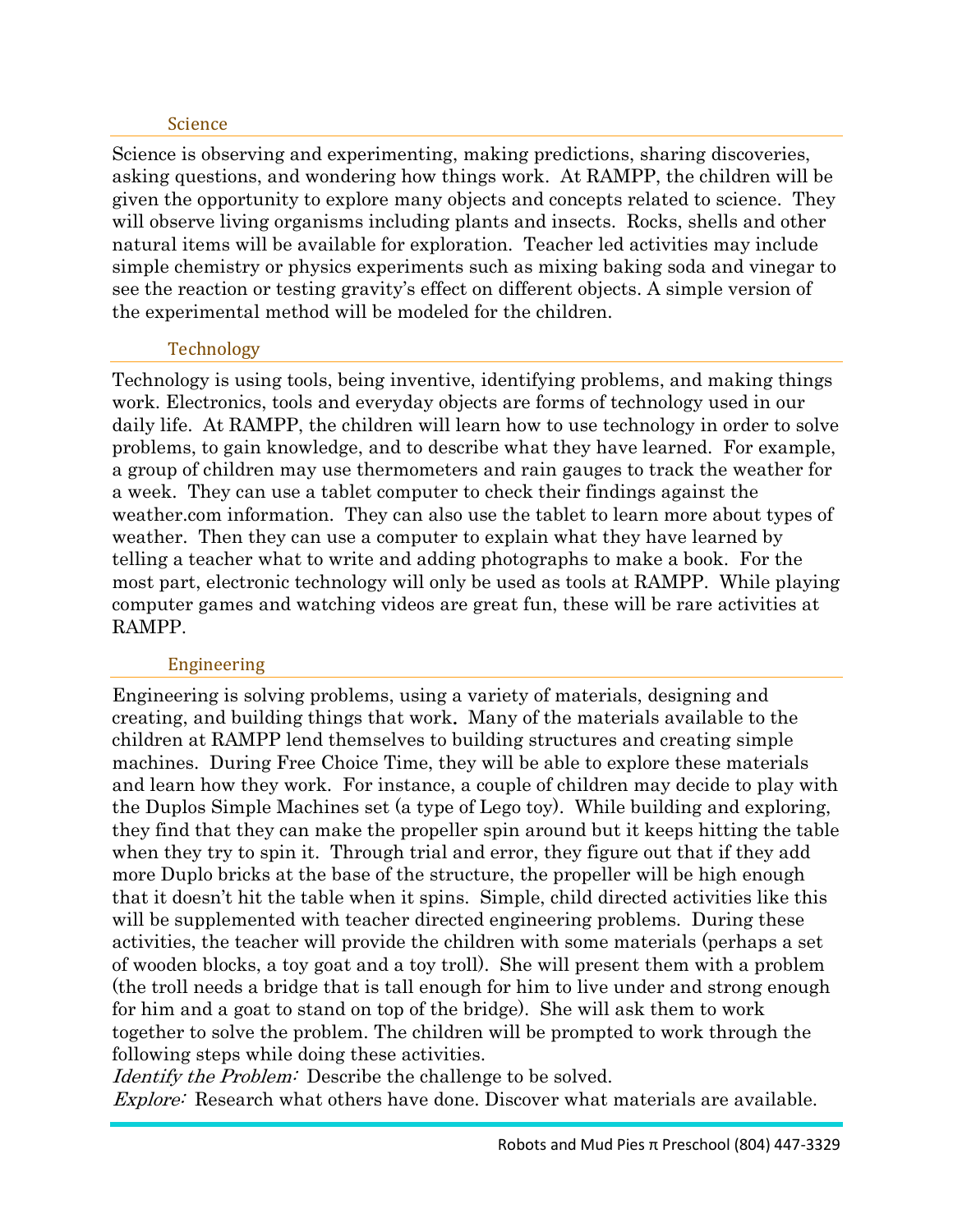### Science

Science is observing and experimenting, making predictions, sharing discoveries, asking questions, and wondering how things work. At RAMPP, the children will be given the opportunity to explore many objects and concepts related to science. They will observe living organisms including plants and insects. Rocks, shells and other natural items will be available for exploration. Teacher led activities may include simple chemistry or physics experiments such as mixing baking soda and vinegar to see the reaction or testing gravity's effect on different objects. A simple version of the experimental method will be modeled for the children.

### Technology

Technology is using tools, being inventive, identifying problems, and making things work. Electronics, tools and everyday objects are forms of technology used in our daily life. At RAMPP, the children will learn how to use technology in order to solve problems, to gain knowledge, and to describe what they have learned. For example, a group of children may use thermometers and rain gauges to track the weather for a week. They can use a tablet computer to check their findings against the weather.com information. They can also use the tablet to learn more about types of weather. Then they can use a computer to explain what they have learned by telling a teacher what to write and adding photographs to make a book. For the most part, electronic technology will only be used as tools at RAMPP. While playing computer games and watching videos are great fun, these will be rare activities at RAMPP.

### Engineering

Engineering is solving problems, using a variety of materials, designing and creating, and building things that work. Many of the materials available to the children at RAMPP lend themselves to building structures and creating simple machines. During Free Choice Time, they will be able to explore these materials and learn how they work. For instance, a couple of children may decide to play with the Duplos Simple Machines set (a type of Lego toy). While building and exploring, they find that they can make the propeller spin around but it keeps hitting the table when they try to spin it. Through trial and error, they figure out that if they add more Duplo bricks at the base of the structure, the propeller will be high enough that it doesn't hit the table when it spins. Simple, child directed activities like this will be supplemented with teacher directed engineering problems. During these activities, the teacher will provide the children with some materials (perhaps a set of wooden blocks, a toy goat and a toy troll). She will present them with a problem (the troll needs a bridge that is tall enough for him to live under and strong enough for him and a goat to stand on top of the bridge). She will ask them to work together to solve the problem. The children will be prompted to work through the following steps while doing these activities.

*Identify the Problem:* Describe the challenge to be solved.

*Explore:* Research what others have done. Discover what materials are available.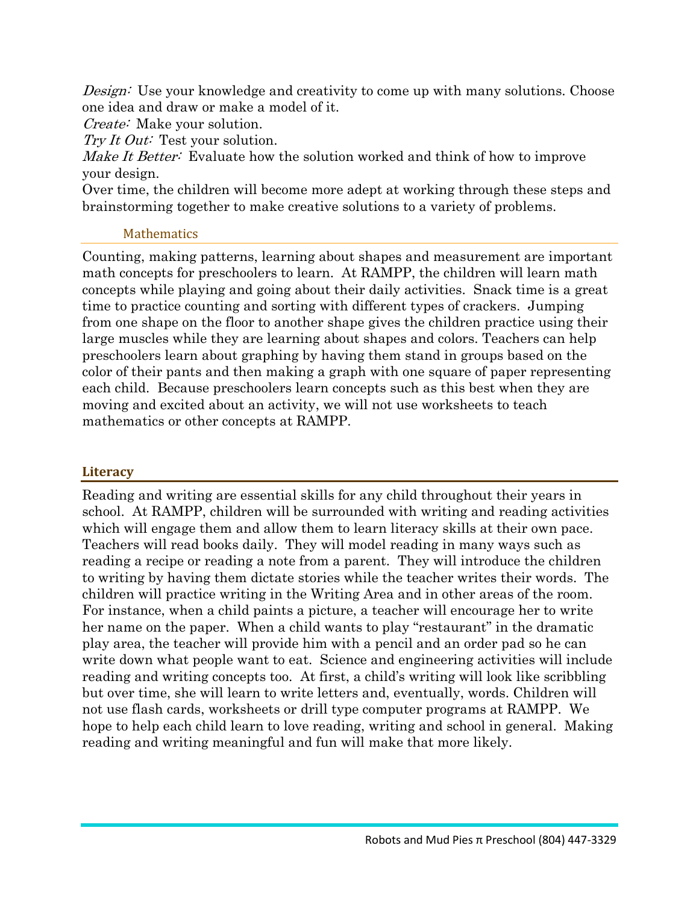*Design:* Use your knowledge and creativity to come up with many solutions. Choose one idea and draw or make a model of it.
*Create:* Make your solution.
*Try It Out:* Test your solution.
*Make It Better:* Evaluate how the solution worked and think of how to improve your design.
Over time, the children will become more adept at working through these steps and brainstorming together to make creative solutions to a variety of problems.

### Mathematics

Counting, making patterns, learning about shapes and measurement are important math concepts for preschoolers to learn. At RAMPP, the children will learn math concepts while playing and going about their daily activities. Snack time is a great time to practice counting and sorting with different types of crackers. Jumping from one shape on the floor to another shape gives the children practice using their large muscles while they are learning about shapes and colors. Teachers can help preschoolers learn about graphing by having them stand in groups based on the color of their pants and then making a graph with one square of paper representing each child. Because preschoolers learn concepts such as this best when they are moving and excited about an activity, we will not use worksheets to teach mathematics or other concepts at RAMPP.

## Literacy

Reading and writing are essential skills for any child throughout their years in school. At RAMPP, children will be surrounded with writing and reading activities which will engage them and allow them to learn literacy skills at their own pace. Teachers will read books daily. They will model reading in many ways such as reading a recipe or reading a note from a parent. They will introduce the children to writing by having them dictate stories while the teacher writes their words. The children will practice writing in the Writing Area and in other areas of the room. For instance, when a child paints a picture, a teacher will encourage her to write her name on the paper. When a child wants to play "restaurant" in the dramatic play area, the teacher will provide him with a pencil and an order pad so he can write down what people want to eat. Science and engineering activities will include reading and writing concepts too. At first, a child's writing will look like scribbling but over time, she will learn to write letters and, eventually, words. Children will not use flash cards, worksheets or drill type computer programs at RAMPP. We hope to help each child learn to love reading, writing and school in general. Making reading and writing meaningful and fun will make that more likely.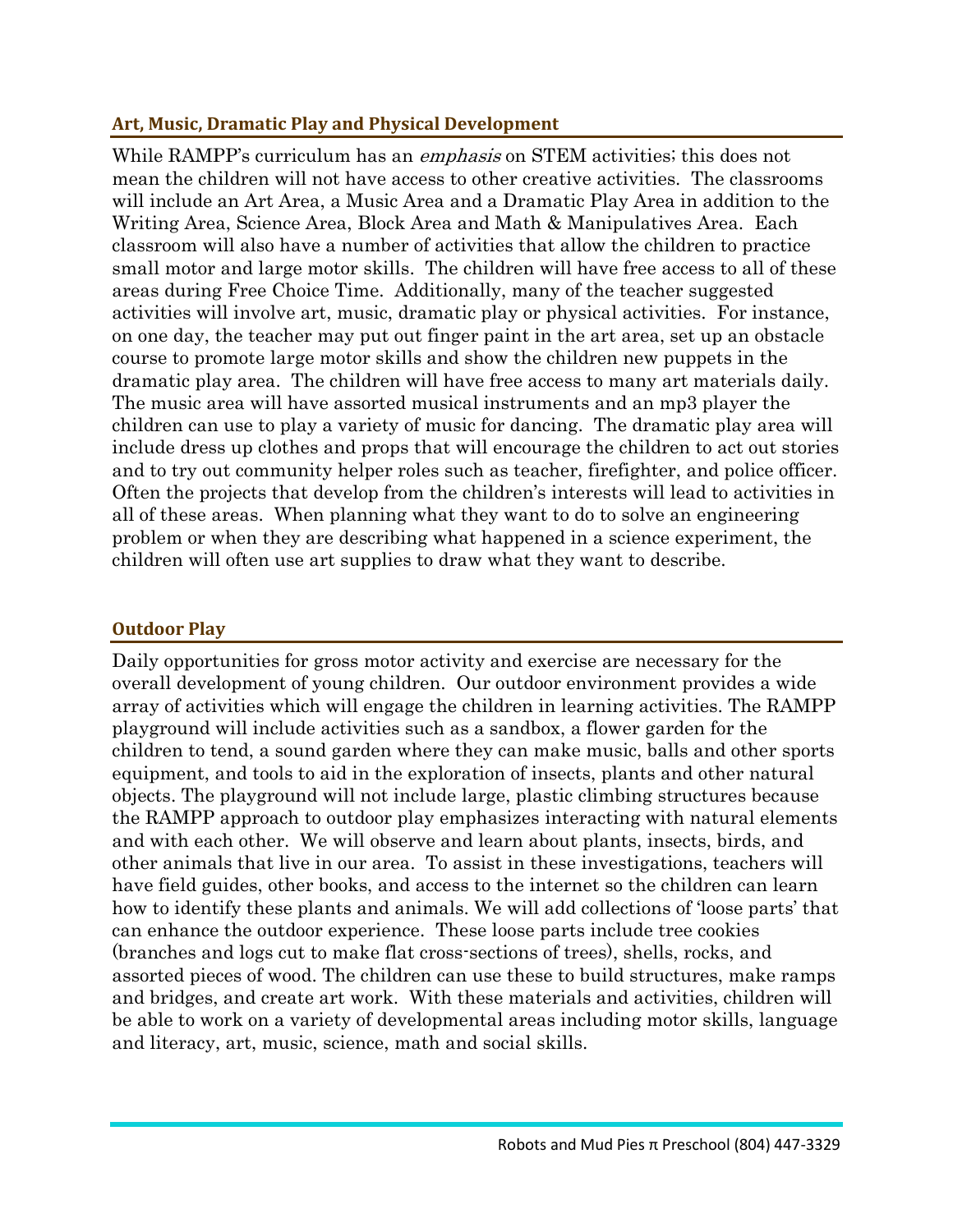## Art, Music, Dramatic Play and Physical Development

While RAMPP's curriculum has an *emphasis* on STEM activities; this does not mean the children will not have access to other creative activities. The classrooms will include an Art Area, a Music Area and a Dramatic Play Area in addition to the Writing Area, Science Area, Block Area and Math & Manipulatives Area. Each classroom will also have a number of activities that allow the children to practice small motor and large motor skills. The children will have free access to all of these areas during Free Choice Time. Additionally, many of the teacher suggested activities will involve art, music, dramatic play or physical activities. For instance, on one day, the teacher may put out finger paint in the art area, set up an obstacle course to promote large motor skills and show the children new puppets in the dramatic play area. The children will have free access to many art materials daily. The music area will have assorted musical instruments and an mp3 player the children can use to play a variety of music for dancing. The dramatic play area will include dress up clothes and props that will encourage the children to act out stories and to try out community helper roles such as teacher, firefighter, and police officer. Often the projects that develop from the children's interests will lead to activities in all of these areas. When planning what they want to do to solve an engineering problem or when they are describing what happened in a science experiment, the children will often use art supplies to draw what they want to describe.

## Outdoor Play

Daily opportunities for gross motor activity and exercise are necessary for the overall development of young children. Our outdoor environment provides a wide array of activities which will engage the children in learning activities. The RAMPP playground will include activities such as a sandbox, a flower garden for the children to tend, a sound garden where they can make music, balls and other sports equipment, and tools to aid in the exploration of insects, plants and other natural objects. The playground will not include large, plastic climbing structures because the RAMPP approach to outdoor play emphasizes interacting with natural elements and with each other. We will observe and learn about plants, insects, birds, and other animals that live in our area. To assist in these investigations, teachers will have field guides, other books, and access to the internet so the children can learn how to identify these plants and animals. We will add collections of 'loose parts' that can enhance the outdoor experience. These loose parts include tree cookies (branches and logs cut to make flat cross-sections of trees), shells, rocks, and assorted pieces of wood. The children can use these to build structures, make ramps and bridges, and create art work. With these materials and activities, children will be able to work on a variety of developmental areas including motor skills, language and literacy, art, music, science, math and social skills.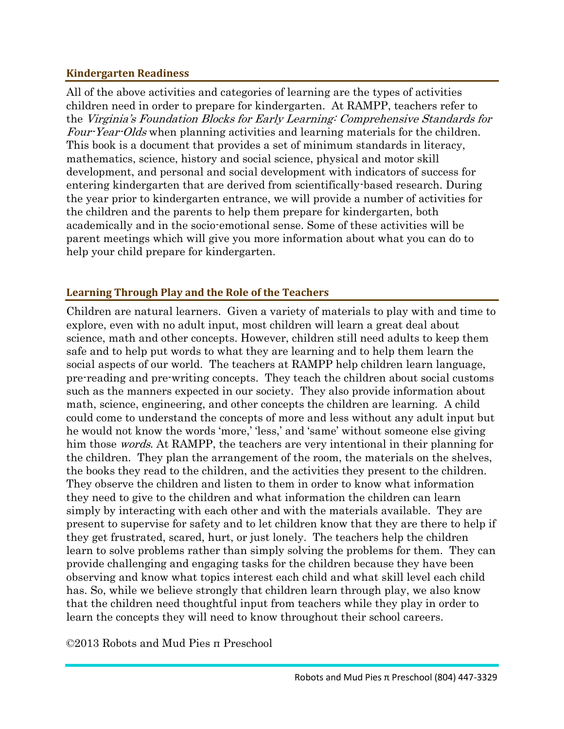## Kindergarten Readiness

All of the above activities and categories of learning are the types of activities children need in order to prepare for kindergarten. At RAMPP, teachers refer to the *Virginia's Foundation Blocks for Early Learning: Comprehensive Standards for Four-Year-Olds* when planning activities and learning materials for the children. This book is a document that provides a set of minimum standards in literacy, mathematics, science, history and social science, physical and motor skill development, and personal and social development with indicators of success for entering kindergarten that are derived from scientifically-based research. During the year prior to kindergarten entrance, we will provide a number of activities for the children and the parents to help them prepare for kindergarten, both academically and in the socio-emotional sense. Some of these activities will be parent meetings which will give you more information about what you can do to help your child prepare for kindergarten.

## Learning Through Play and the Role of the Teachers

Children are natural learners. Given a variety of materials to play with and time to explore, even with no adult input, most children will learn a great deal about science, math and other concepts. However, children still need adults to keep them safe and to help put words to what they are learning and to help them learn the social aspects of our world. The teachers at RAMPP help children learn language, pre-reading and pre-writing concepts. They teach the children about social customs such as the manners expected in our society. They also provide information about math, science, engineering, and other concepts the children are learning. A child could come to understand the concepts of more and less without any adult input but he would not know the words 'more,' 'less,' and 'same' without someone else giving him those *words*. At RAMPP, the teachers are very intentional in their planning for the children. They plan the arrangement of the room, the materials on the shelves, the books they read to the children, and the activities they present to the children. They observe the children and listen to them in order to know what information they need to give to the children and what information the children can learn simply by interacting with each other and with the materials available. They are present to supervise for safety and to let children know that they are there to help if they get frustrated, scared, hurt, or just lonely. The teachers help the children learn to solve problems rather than simply solving the problems for them. They can provide challenging and engaging tasks for the children because they have been observing and know what topics interest each child and what skill level each child has. So, while we believe strongly that children learn through play, we also know that the children need thoughtful input from teachers while they play in order to learn the concepts they will need to know throughout their school careers.

©2013 Robots and Mud Pies π Preschool